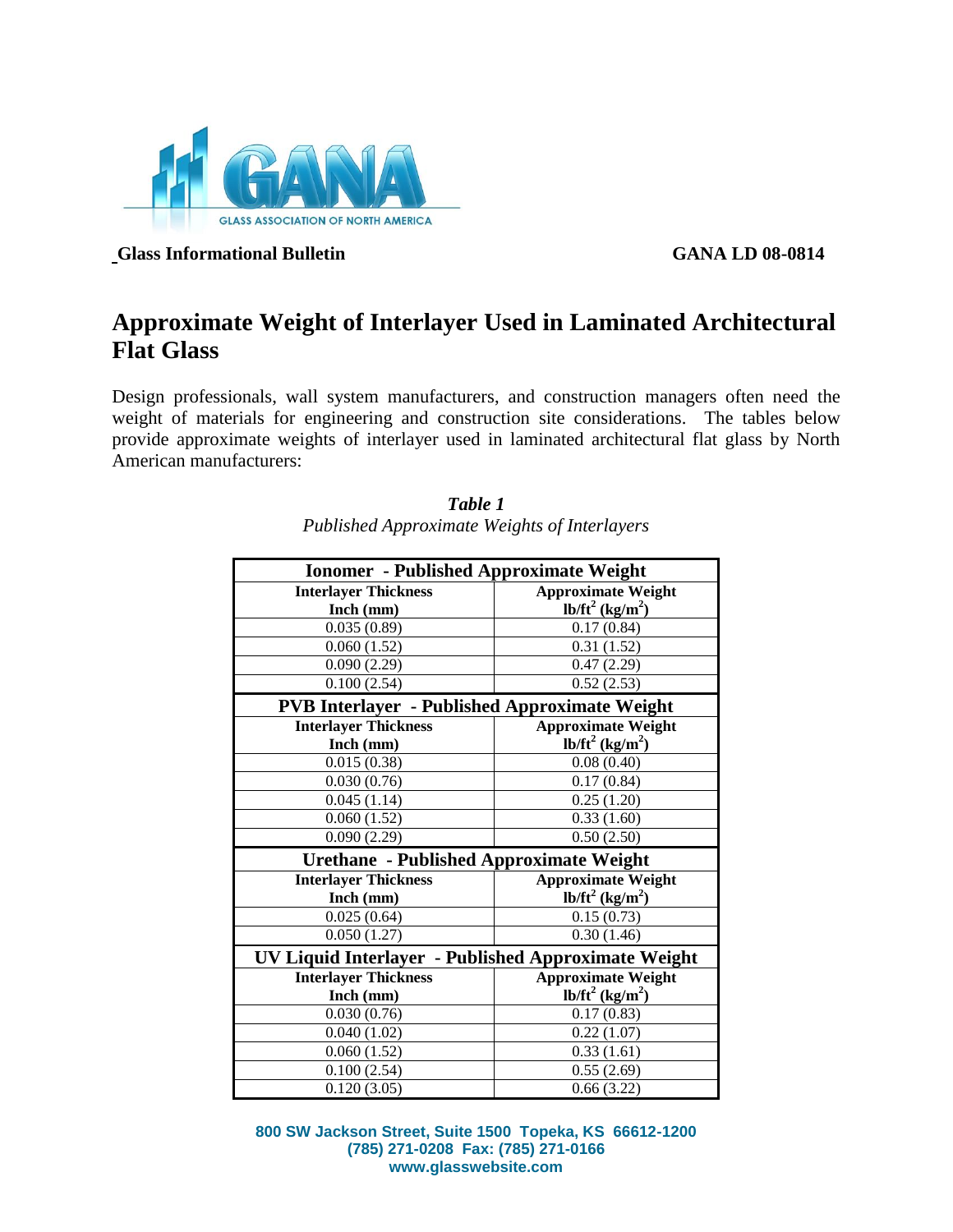**Glass Informational Bulletin** **GANA LD 08-0814**

# Approximate Weight of Interlayer Used in Laminated Architectural Flat Glass

Design professionals, wall system manufacturers, and construction managers often need the weight of materials for engineering and construction site considerations. The tables below provide approximate weights of interlayer used in laminated architectural flat glass by North American manufacturers:

***Table 1***

*Published Approximate Weights of Interlayers*

| **Ionomer - Published Approximate Weight** | |
|---|---|
| **Interlayer Thickness Inch (mm)** | **Approximate Weight $lb/ft^2$ ($kg/m^2$)** |
| 0.035 (0.89) | 0.17 (0.84) |
| 0.060 (1.52) | 0.31 (1.52) |
| 0.090 (2.29) | 0.47 (2.29) |
| 0.100 (2.54) | 0.52 (2.53) |
| **PVB Interlayer - Published Approximate Weight** | |
| **Interlayer Thickness Inch (mm)** | **Approximate Weight $lb/ft^2$ ($kg/m^2$)** |
| 0.015 (0.38) | 0.08 (0.40) |
| 0.030 (0.76) | 0.17 (0.84) |
| 0.045 (1.14) | 0.25 (1.20) |
| 0.060 (1.52) | 0.33 (1.60) |
| 0.090 (2.29) | 0.50 (2.50) |
| **Urethane - Published Approximate Weight** | |
| **Interlayer Thickness Inch (mm)** | **Approximate Weight $lb/ft^2$ ($kg/m^2$)** |
| 0.025 (0.64) | 0.15 (0.73) |
| 0.050 (1.27) | 0.30 (1.46) |
| **UV Liquid Interlayer - Published Approximate Weight** | |
| **Interlayer Thickness Inch (mm)** | **Approximate Weight $lb/ft^2$ ($kg/m^2$)** |
| 0.030 (0.76) | 0.17 (0.83) |
| 0.040 (1.02) | 0.22 (1.07) |
| 0.060 (1.52) | 0.33 (1.61) |
| 0.100 (2.54) | 0.55 (2.69) |
| 0.120 (3.05) | 0.66 (3.22) |

800 SW Jackson Street, Suite 1500 Topeka, KS 66612-1200
(785) 271-0208 Fax: (785) 271-0166
www.glasswebsite.com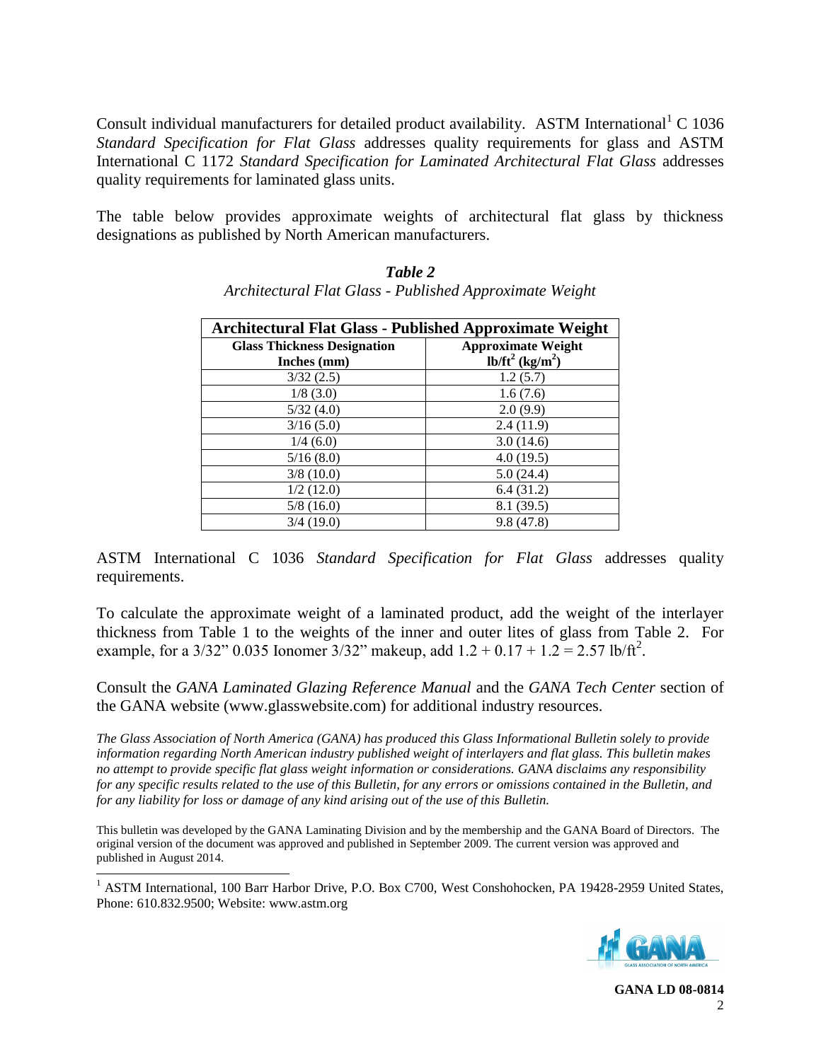Consult individual manufacturers for detailed product availability. ASTM International[1] C 1036 *Standard Specification for Flat Glass* addresses quality requirements for glass and ASTM International C 1172 *Standard Specification for Laminated Architectural Flat Glass* addresses quality requirements for laminated glass units.

The table below provides approximate weights of architectural flat glass by thickness designations as published by North American manufacturers.

***Table 2***
*Architectural Flat Glass - Published Approximate Weight*

| Architectural Flat Glass - Published Approximate Weight | |
|---|---|
| **Glass Thickness Designation Inches (mm)** | **Approximate Weight $lb/ft^2$ ($kg/m^2$)** |
| 3/32 (2.5) | 1.2 (5.7) |
| 1/8 (3.0) | 1.6 (7.6) |
| 5/32 (4.0) | 2.0 (9.9) |
| 3/16 (5.0) | 2.4 (11.9) |
| 1/4 (6.0) | 3.0 (14.6) |
| 5/16 (8.0) | 4.0 (19.5) |
| 3/8 (10.0) | 5.0 (24.4) |
| 1/2 (12.0) | 6.4 (31.2) |
| 5/8 (16.0) | 8.1 (39.5) |
| 3/4 (19.0) | 9.8 (47.8) |

ASTM International C 1036 *Standard Specification for Flat Glass* addresses quality requirements.

To calculate the approximate weight of a laminated product, add the weight of the interlayer thickness from Table 1 to the weights of the inner and outer lites of glass from Table 2. For example, for a 3/32" 0.035 Ionomer 3/32" makeup, add $1.2 + 0.17 + 1.2 = 2.57$ $lb/ft^2$.

Consult the *GANA Laminated Glazing Reference Manual* and the *GANA Tech Center* section of the GANA website (www.glasswebsite.com) for additional industry resources.

*The Glass Association of North America (GANA) has produced this Glass Informational Bulletin solely to provide information regarding North American industry published weight of interlayers and flat glass. This bulletin makes no attempt to provide specific flat glass weight information or considerations. GANA disclaims any responsibility for any specific results related to the use of this Bulletin, for any errors or omissions contained in the Bulletin, and for any liability for loss or damage of any kind arising out of the use of this Bulletin.*

This bulletin was developed by the GANA Laminating Division and by the membership and the GANA Board of Directors. The original version of the document was approved and published in September 2009. The current version was approved and published in August 2014.

[1] ASTM International, 100 Barr Harbor Drive, P.O. Box C700, West Conshohocken, PA 19428-2959 United States, Phone: 610.832.9500; Website: www.astm.org

**GANA LD 08-0814**